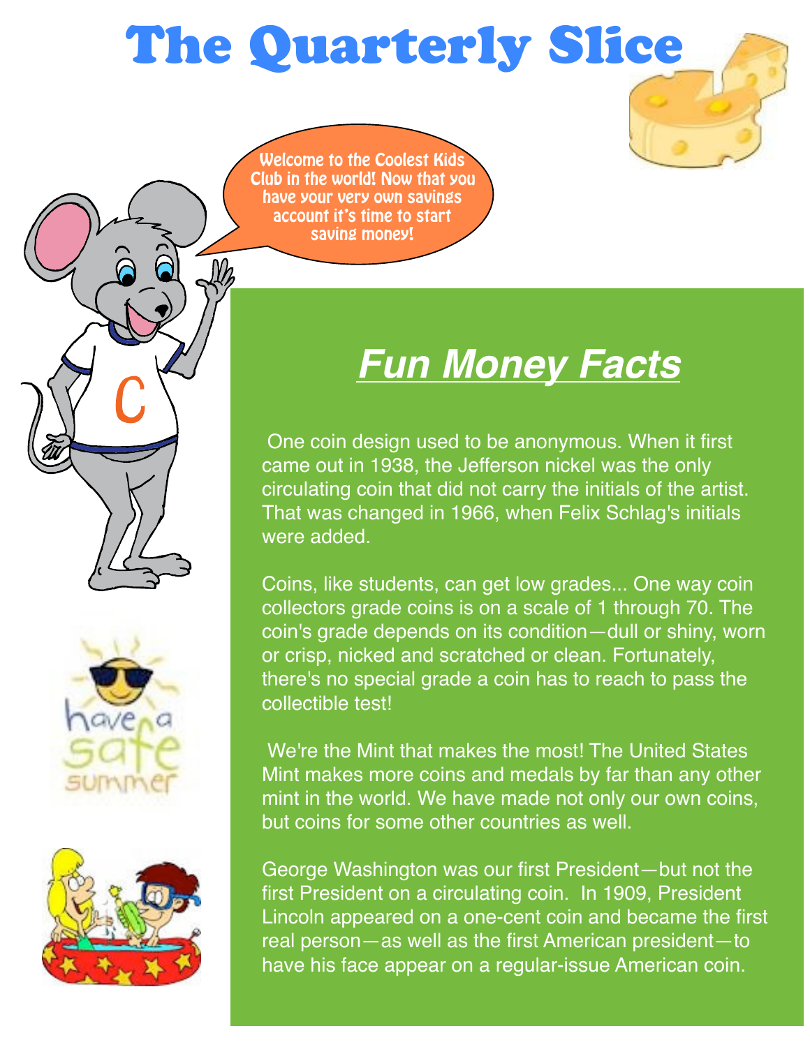# The Quarterly Slice

Welcome to the Coolest Kids Club in the world! Now that you have your very own savings account it's time to start saving money!

## *Fun Money Facts*

One coin design used to be anonymous. When it first came out in 1938, the Jefferson nickel was the only circulating coin that did not carry the initials of the artist. That was changed in 1966, when Felix Schlag's initials were added.

Coins, like students, can get low grades... One way coin collectors grade coins is on a scale of 1 through 70. The coin's grade depends on its condition—dull or shiny, worn or crisp, nicked and scratched or clean. Fortunately, there's no special grade a coin has to reach to pass the collectible test!

We're the Mint that makes the most! The United States Mint makes more coins and medals by far than any other mint in the world. We have made not only our own coins, but coins for some other countries as well.

George Washington was our first President—but not the first President on a circulating coin. In 1909, President Lincoln appeared on a one-cent coin and became the first real person—as well as the first American president—to have his face appear on a regular-issue American coin.

have a safe summer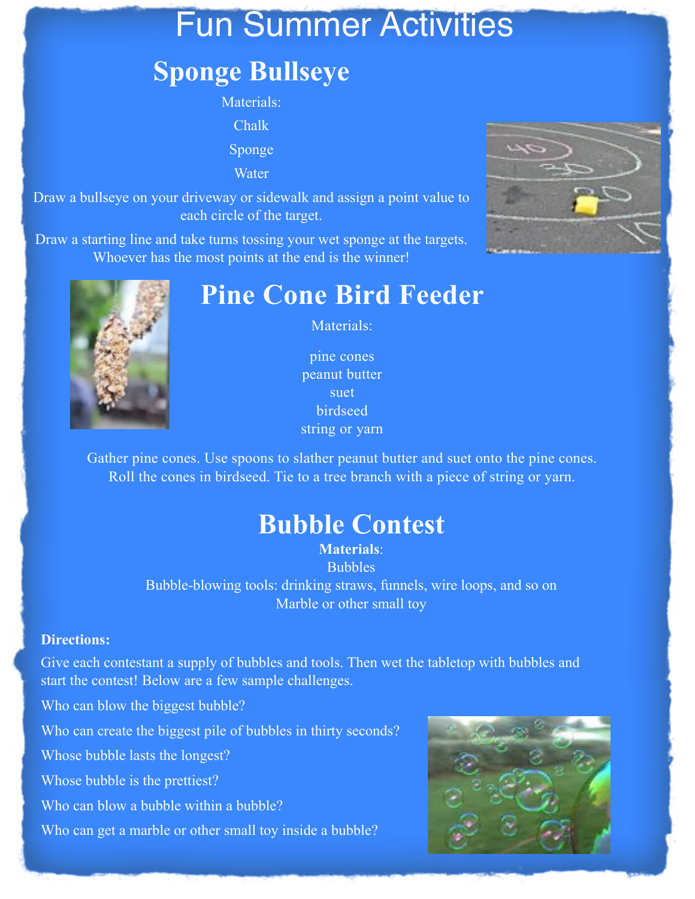# Fun Summer Activities

## Sponge Bullseye

Materials:

Chalk

Sponge

Water

Draw a bullseye on your driveway or sidewalk and assign a point value to each circle of the target.

Draw a starting line and take turns tossing your wet sponge at the targets. Whoever has the most points at the end is the winner!

## Pine Cone Bird Feeder

Materials:

pine cones
peanut butter
suet
birdseed
string or yarn

Gather pine cones. Use spoons to slather peanut butter and suet onto the pine cones. Roll the cones in birdseed. Tie to a tree branch with a piece of string or yarn.

## Bubble Contest

**Materials**:
Bubbles
Bubble-blowing tools: drinking straws, funnels, wire loops, and so on
Marble or other small toy

**Directions:**

Give each contestant a supply of bubbles and tools. Then wet the tabletop with bubbles and start the contest! Below are a few sample challenges.

Who can blow the biggest bubble?

Who can create the biggest pile of bubbles in thirty seconds?

Whose bubble lasts the longest?

Whose bubble is the prettiest?

Who can blow a bubble within a bubble?

Who can get a marble or other small toy inside a bubble?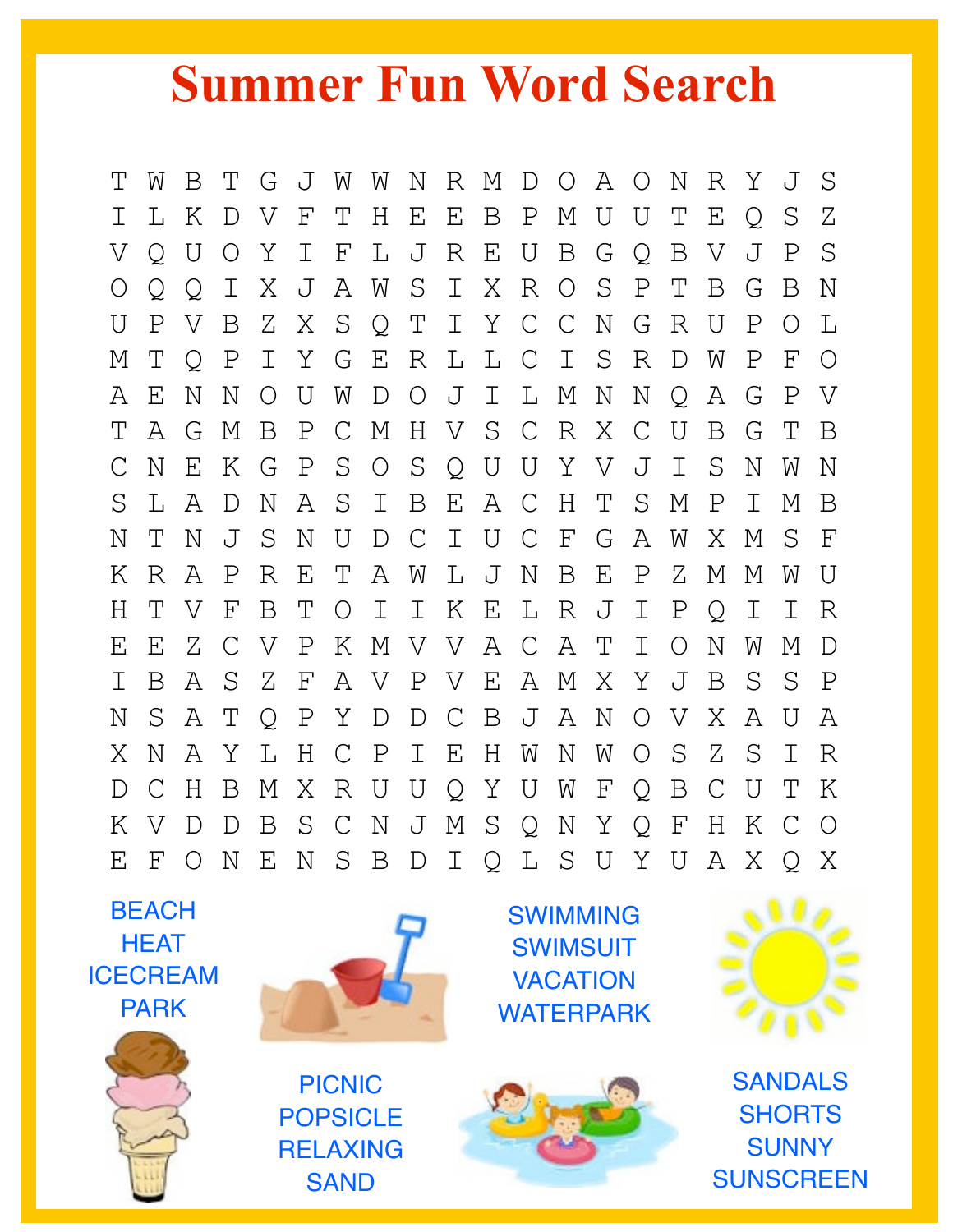# Summer Fun Word Search

```
T W B T G J W W N R M D O A O N R Y J S
I L K D V F T H E E B P M U U T E Q S Z
V Q U O Y I F L J R E U B G Q B V J P S
O Q Q I X J A W S I X R O S P T B G B N
U P V B Z X S Q T I Y C C N G R U P O L
M T Q P I Y G E R L L C I S R D W P F O
A E N N O U W D O J I L M N N Q A G P V
T A G M B P C M H V S C R X C U B G T B
C N E K G P S O S Q U U Y V J I S N W N
S L A D N A S I B E A C H T S M P I M B
N T N J S N U D C I U C F G A W X M S F
K R A P R E T A W L J N B E P Z M M W U
H T V F B T O I I K E L R J I P Q I I R
E E Z C V P K M V V A C A T I O N W M D
I B A S Z F A V P V E A M X Y J B S S P
N S A T Q P Y D D C B J A N O V X A U A
X N A Y L H C P I E H W N W O S Z S I R
D C H B M X R U U Q Y U W F Q B C U T K
K V D D B S C N J M S Q N Y Q F H K C O
E F O N E N S B D I Q L S U Y U A X Q X
```

BEACH
HEAT
ICECREAM
PARK

SWIMMING
SWIMSUIT
VACATION
WATERPARK

PICNIC
POPSICLE
RELAXING
SAND

SANDALS
SHORTS
SUNNY
SUNSCREEN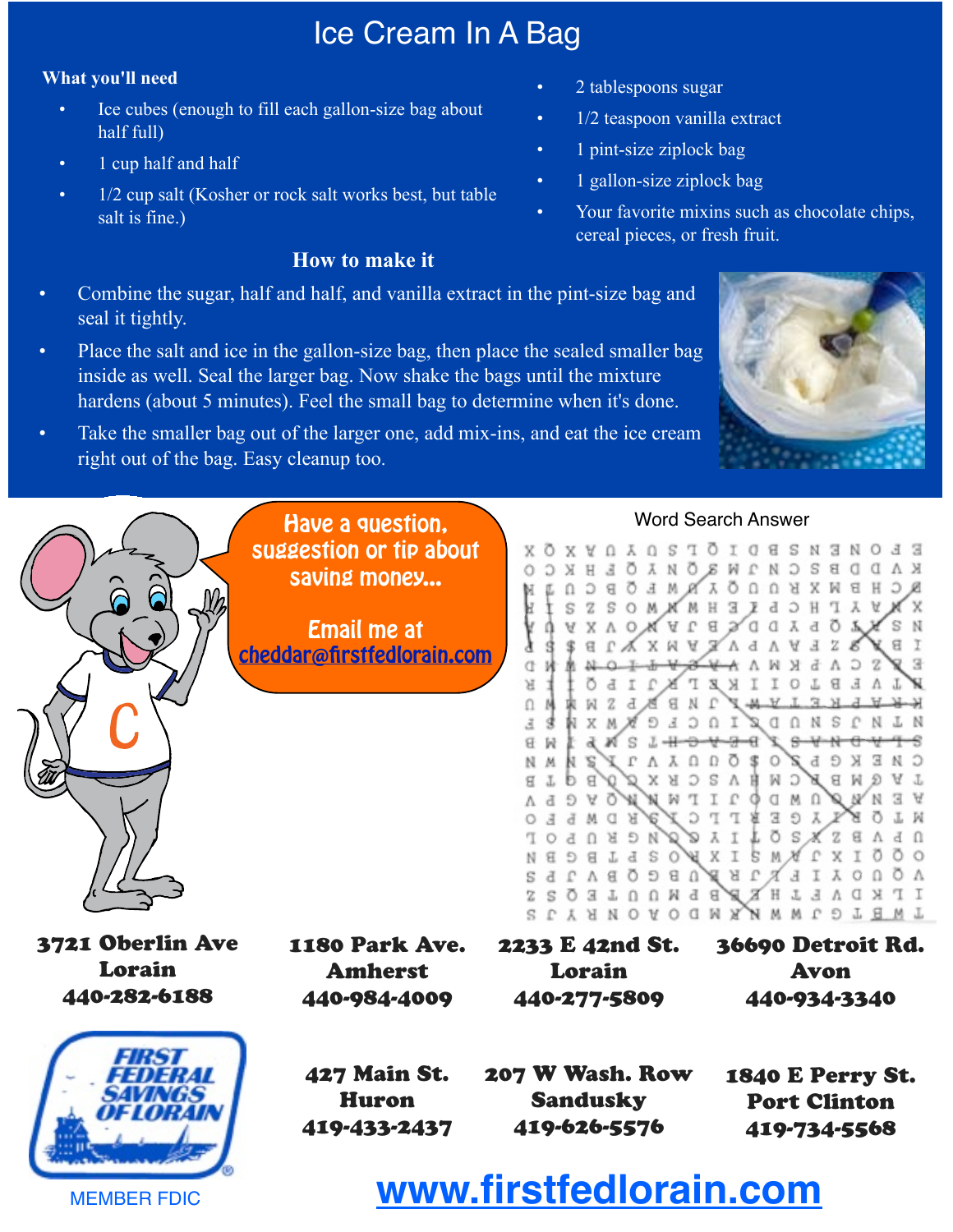# Ice Cream In A Bag

**What you'll need**

- Ice cubes (enough to fill each gallon-size bag about half full)
- 1 cup half and half
- 1/2 cup salt (Kosher or rock salt works best, but table salt is fine.)
- 2 tablespoons sugar
- 1/2 teaspoon vanilla extract
- 1 pint-size ziplock bag
- 1 gallon-size ziplock bag
- Your favorite mixins such as chocolate chips, cereal pieces, or fresh fruit.

**How to make it**

- Combine the sugar, half and half, and vanilla extract in the pint-size bag and seal it tightly.
- Place the salt and ice in the gallon-size bag, then place the sealed smaller bag inside as well. Seal the larger bag. Now shake the bags until the mixture hardens (about 5 minutes). Feel the small bag to determine when it's done.
- Take the smaller bag out of the larger one, add mix-ins, and eat the ice cream right out of the bag. Easy cleanup too.

Have a question, suggestion or tip about saving money...

Email me at cheddar@firstfedlorain.com

Word Search Answer

**3721 Oberlin Ave**
**Lorain**
**440-282-6188**

**1180 Park Ave.**
**Amherst**
**440-984-4009**

**2233 E 42nd St.**
**Lorain**
**440-277-5809**

**36690 Detroit Rd.**
**Avon**
**440-934-3340**

FIRST FEDERAL SAVINGS OF LORAIN

MEMBER FDIC

**427 Main St.**
**Huron**
**419-433-2437**

**207 W Wash. Row**
**Sandusky**
**419-626-5576**

**1840 E Perry St.**
**Port Clinton**
**419-734-5568**

**www.firstfedlorain.com**